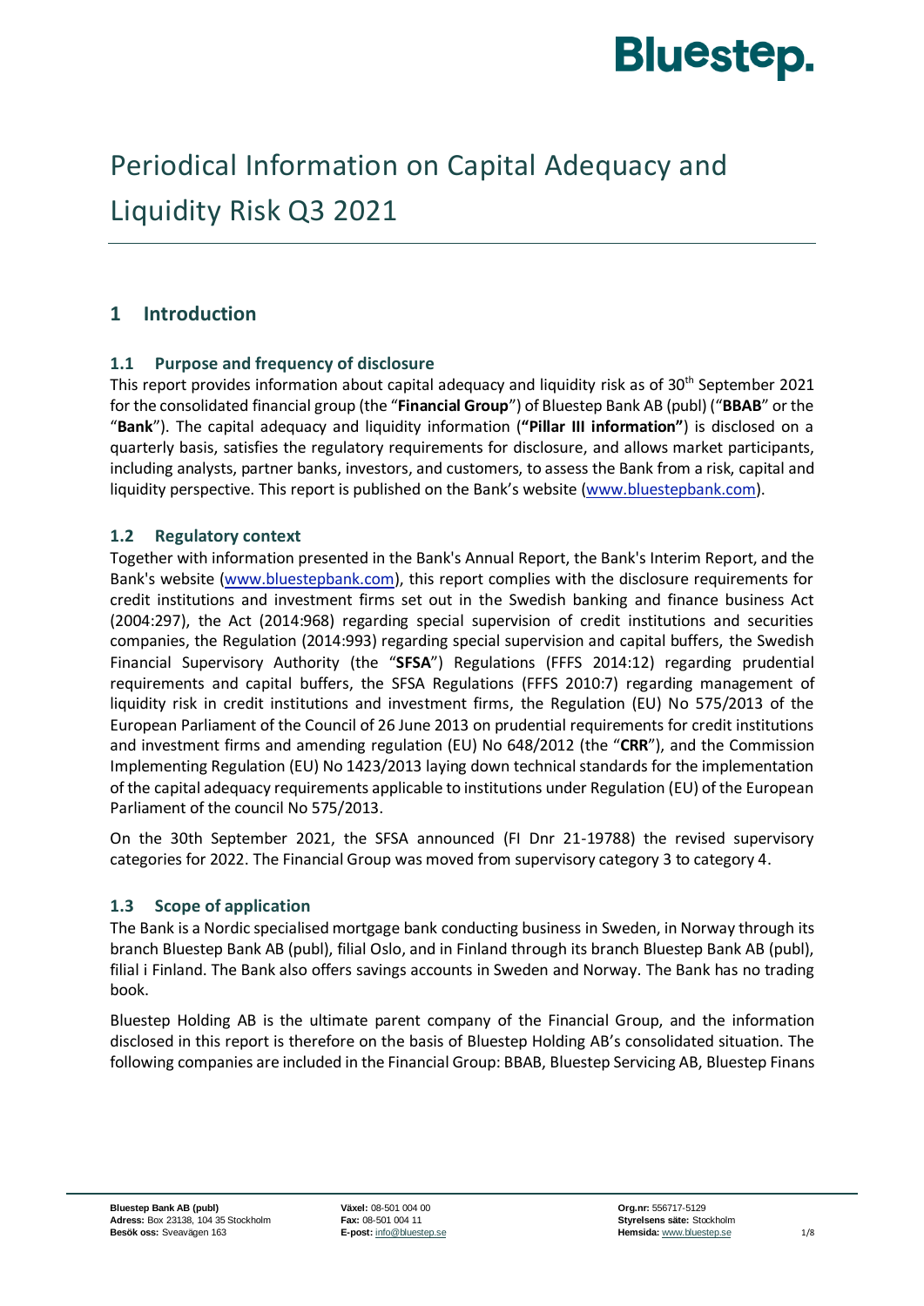# Periodical Information on Capital Adequacy and Liquidity Risk Q3 2021

## 1 Introduction

### 1.1 Purpose and frequency of disclosure

This report provides information about capital adequacy and liquidity risk as of 30th September 2021 for the consolidated financial group (the "**Financial Group**") of Bluestep Bank AB (publ) ("**BBAB**" or the "**Bank**"). The capital adequacy and liquidity information (**"Pillar III information"**) is disclosed on a quarterly basis, satisfies the regulatory requirements for disclosure, and allows market participants, including analysts, partner banks, investors, and customers, to assess the Bank from a risk, capital and liquidity perspective. This report is published on the Bank's website (www.bluestepbank.com).

### 1.2 Regulatory context

Together with information presented in the Bank's Annual Report, the Bank's Interim Report, and the Bank's website (www.bluestepbank.com), this report complies with the disclosure requirements for credit institutions and investment firms set out in the Swedish banking and finance business Act (2004:297), the Act (2014:968) regarding special supervision of credit institutions and securities companies, the Regulation (2014:993) regarding special supervision and capital buffers, the Swedish Financial Supervisory Authority (the "**SFSA**") Regulations (FFFS 2014:12) regarding prudential requirements and capital buffers, the SFSA Regulations (FFFS 2010:7) regarding management of liquidity risk in credit institutions and investment firms, the Regulation (EU) No 575/2013 of the European Parliament of the Council of 26 June 2013 on prudential requirements for credit institutions and investment firms and amending regulation (EU) No 648/2012 (the "**CRR**"), and the Commission Implementing Regulation (EU) No 1423/2013 laying down technical standards for the implementation of the capital adequacy requirements applicable to institutions under Regulation (EU) of the European Parliament of the council No 575/2013.

On the 30th September 2021, the SFSA announced (FI Dnr 21-19788) the revised supervisory categories for 2022. The Financial Group was moved from supervisory category 3 to category 4.

### 1.3 Scope of application

The Bank is a Nordic specialised mortgage bank conducting business in Sweden, in Norway through its branch Bluestep Bank AB (publ), filial Oslo, and in Finland through its branch Bluestep Bank AB (publ), filial i Finland. The Bank also offers savings accounts in Sweden and Norway. The Bank has no trading book.

Bluestep Holding AB is the ultimate parent company of the Financial Group, and the information disclosed in this report is therefore on the basis of Bluestep Holding AB's consolidated situation. The following companies are included in the Financial Group: BBAB, Bluestep Servicing AB, Bluestep Finans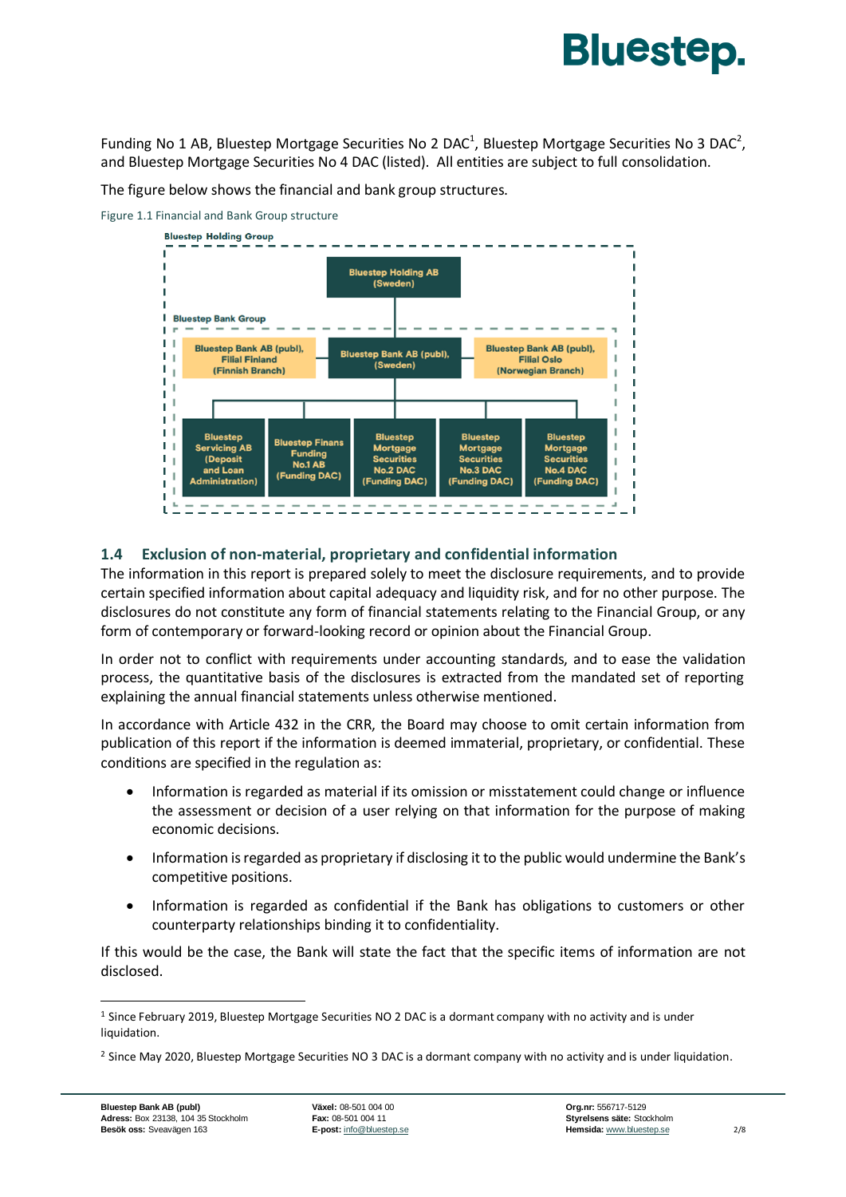Funding No 1 AB, Bluestep Mortgage Securities No 2 DAC[1], Bluestep Mortgage Securities No 3 DAC[2], and Bluestep Mortgage Securities No 4 DAC (listed). All entities are subject to full consolidation.

The figure below shows the financial and bank group structures.

Figure 1.1 Financial and Bank Group structure

Bluestep Holding Group

Bluestep Holding AB (Sweden)

Bluestep Bank Group

Bluestep Bank AB (publ), Filial Finland (Finnish Branch)

Bluestep Bank AB (publ), (Sweden)

Bluestep Bank AB (publ), Filial Oslo (Norwegian Branch)

Bluestep Servicing AB (Deposit and Loan Administration)

Bluestep Finans Funding No.1 AB (Funding DAC)

Bluestep Mortgage Securities No.2 DAC (Funding DAC)

Bluestep Mortgage Securities No.3 DAC (Funding DAC)

Bluestep Mortgage Securities No.4 DAC (Funding DAC)

## 1.4 Exclusion of non-material, proprietary and confidential information

The information in this report is prepared solely to meet the disclosure requirements, and to provide certain specified information about capital adequacy and liquidity risk, and for no other purpose. The disclosures do not constitute any form of financial statements relating to the Financial Group, or any form of contemporary or forward-looking record or opinion about the Financial Group.

In order not to conflict with requirements under accounting standards, and to ease the validation process, the quantitative basis of the disclosures is extracted from the mandated set of reporting explaining the annual financial statements unless otherwise mentioned.

In accordance with Article 432 in the CRR, the Board may choose to omit certain information from publication of this report if the information is deemed immaterial, proprietary, or confidential. These conditions are specified in the regulation as:

- Information is regarded as material if its omission or misstatement could change or influence the assessment or decision of a user relying on that information for the purpose of making economic decisions.
- Information is regarded as proprietary if disclosing it to the public would undermine the Bank's competitive positions.
- Information is regarded as confidential if the Bank has obligations to customers or other counterparty relationships binding it to confidentiality.

If this would be the case, the Bank will state the fact that the specific items of information are not disclosed.

[1] Since February 2019, Bluestep Mortgage Securities NO 2 DAC is a dormant company with no activity and is under liquidation.

[2] Since May 2020, Bluestep Mortgage Securities NO 3 DAC is a dormant company with no activity and is under liquidation.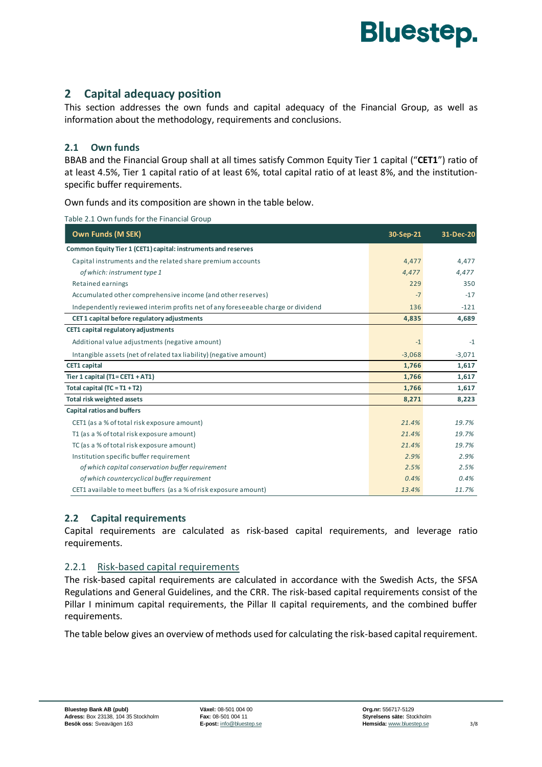## 2 Capital adequacy position

This section addresses the own funds and capital adequacy of the Financial Group, as well as information about the methodology, requirements and conclusions.

### 2.1 Own funds

BBAB and the Financial Group shall at all times satisfy Common Equity Tier 1 capital ("**CET1**") ratio of at least 4.5%, Tier 1 capital ratio of at least 6%, total capital ratio of at least 8%, and the institution-specific buffer requirements.

Own funds and its composition are shown in the table below.

Table 2.1 Own funds for the Financial Group

| Own Funds (M SEK) | 30-Sep-21 | 31-Dec-20 |
|---|---|---|
| **Common Equity Tier 1 (CET1) capital: instruments and reserves** | | |
| Capital instruments and the related share premium accounts | 4,477 | 4,477 |
| *of which: instrument type 1* | *4,477* | *4,477* |
| Retained earnings | 229 | 350 |
| Accumulated other comprehensive income (and other reserves) | -7 | -17 |
| Independently reviewed interim profits net of any foreseeable charge or dividend | 136 | -121 |
| **CET 1 capital before regulatory adjustments** | **4,835** | **4,689** |
| **CET1 capital regulatory adjustments** | | |
| Additional value adjustments (negative amount) | -1 | -1 |
| Intangible assets (net of related tax liability) (negative amount) | -3,068 | -3,071 |
| **CET1 capital** | **1,766** | **1,617** |
| **Tier 1 capital (T1= CET1 + AT1)** | **1,766** | **1,617** |
| **Total capital (TC = T1 + T2)** | **1,766** | **1,617** |
| **Total risk weighted assets** | **8,271** | **8,223** |
| **Capital ratios and buffers** | | |
| CET1 (as a % of total risk exposure amount) | *21.4%* | *19.7%* |
| T1 (as a % of total risk exposure amount) | *21.4%* | *19.7%* |
| TC (as a % of total risk exposure amount) | *21.4%* | *19.7%* |
| Institution specific buffer requirement | *2.9%* | *2.9%* |
| *of which capital conservation buffer requirement* | *2.5%* | *2.5%* |
| *of which countercyclical buffer requirement* | *0.4%* | *0.4%* |
| CET1 available to meet buffers (as a % of risk exposure amount) | *13.4%* | *11.7%* |

### 2.2 Capital requirements

Capital requirements are calculated as risk-based capital requirements, and leverage ratio requirements.

#### 2.2.1 Risk-based capital requirements

The risk-based capital requirements are calculated in accordance with the Swedish Acts, the SFSA Regulations and General Guidelines, and the CRR. The risk-based capital requirements consist of the Pillar I minimum capital requirements, the Pillar II capital requirements, and the combined buffer requirements.

The table below gives an overview of methods used for calculating the risk-based capital requirement.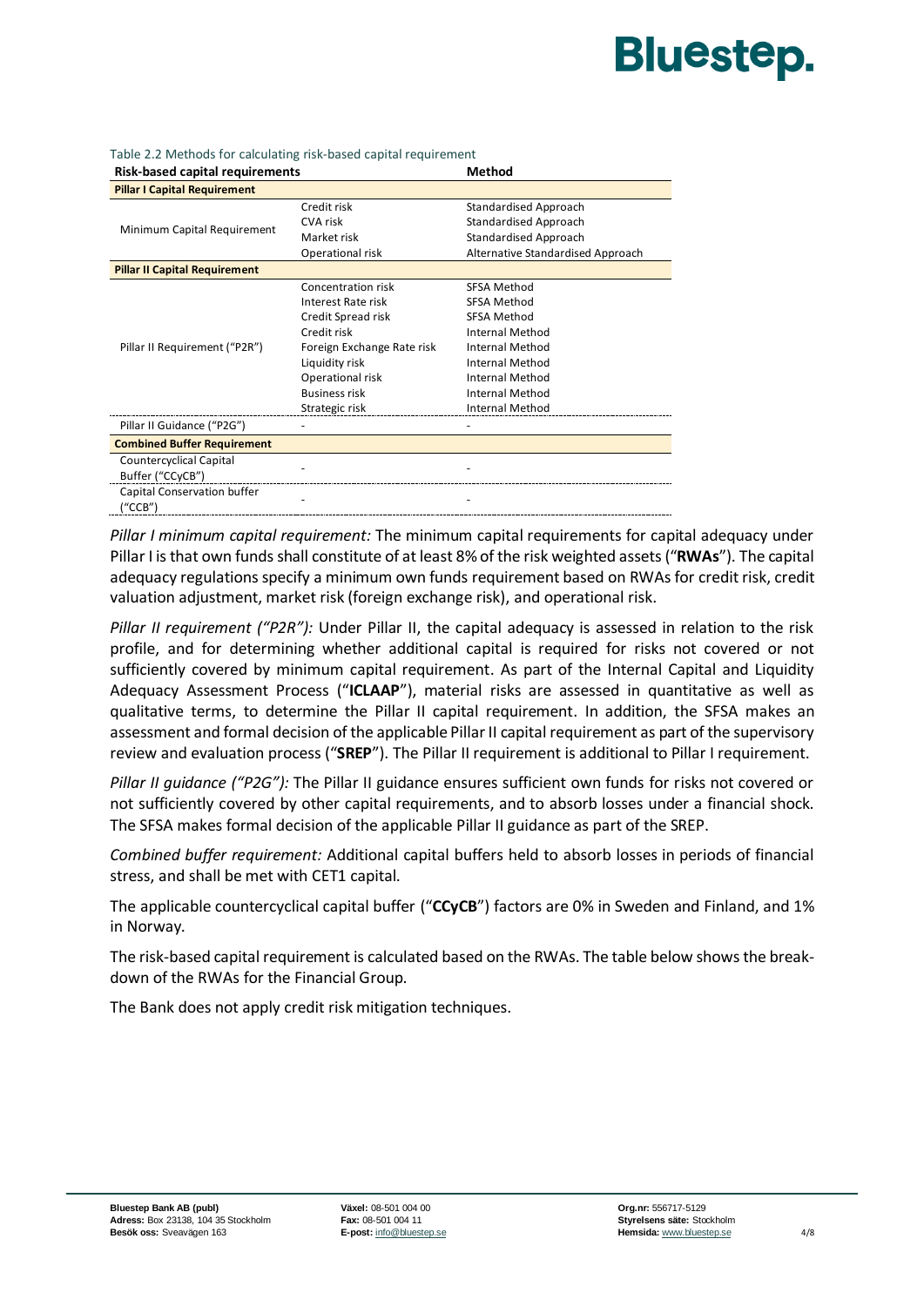Table 2.2 Methods for calculating risk-based capital requirement

| Risk-based capital requirements | | Method |
|---|---|---|
| **Pillar I Capital Requirement** | | |
| Minimum Capital Requirement | Credit risk | Standardised Approach |
| | CVA risk | Standardised Approach |
| | Market risk | Standardised Approach |
| | Operational risk | Alternative Standardised Approach |
| **Pillar II Capital Requirement** | | |
| Pillar II Requirement ("P2R") | Concentration risk | SFSA Method |
| | Interest Rate risk | SFSA Method |
| | Credit Spread risk | SFSA Method |
| | Credit risk | Internal Method |
| | Foreign Exchange Rate risk | Internal Method |
| | Liquidity risk | Internal Method |
| | Operational risk | Internal Method |
| | Business risk | Internal Method |
| | Strategic risk | Internal Method |
| Pillar II Guidance ("P2G") | - | - |
| **Combined Buffer Requirement** | | |
| Countercyclical Capital Buffer ("CCyCB") | - | - |
| Capital Conservation buffer ("CCB") | - | - |

*Pillar I minimum capital requirement:* The minimum capital requirements for capital adequacy under Pillar I is that own funds shall constitute of at least 8% of the risk weighted assets ("**RWAs**"). The capital adequacy regulations specify a minimum own funds requirement based on RWAs for credit risk, credit valuation adjustment, market risk (foreign exchange risk), and operational risk.

*Pillar II requirement ("P2R"):* Under Pillar II, the capital adequacy is assessed in relation to the risk profile, and for determining whether additional capital is required for risks not covered or not sufficiently covered by minimum capital requirement. As part of the Internal Capital and Liquidity Adequacy Assessment Process ("**ICLAAP**"), material risks are assessed in quantitative as well as qualitative terms, to determine the Pillar II capital requirement. In addition, the SFSA makes an assessment and formal decision of the applicable Pillar II capital requirement as part of the supervisory review and evaluation process ("**SREP**"). The Pillar II requirement is additional to Pillar I requirement.

*Pillar II guidance ("P2G"):* The Pillar II guidance ensures sufficient own funds for risks not covered or not sufficiently covered by other capital requirements, and to absorb losses under a financial shock. The SFSA makes formal decision of the applicable Pillar II guidance as part of the SREP.

*Combined buffer requirement:* Additional capital buffers held to absorb losses in periods of financial stress, and shall be met with CET1 capital.

The applicable countercyclical capital buffer ("**CCyCB**") factors are 0% in Sweden and Finland, and 1% in Norway.

The risk-based capital requirement is calculated based on the RWAs. The table below shows the break-down of the RWAs for the Financial Group.

The Bank does not apply credit risk mitigation techniques.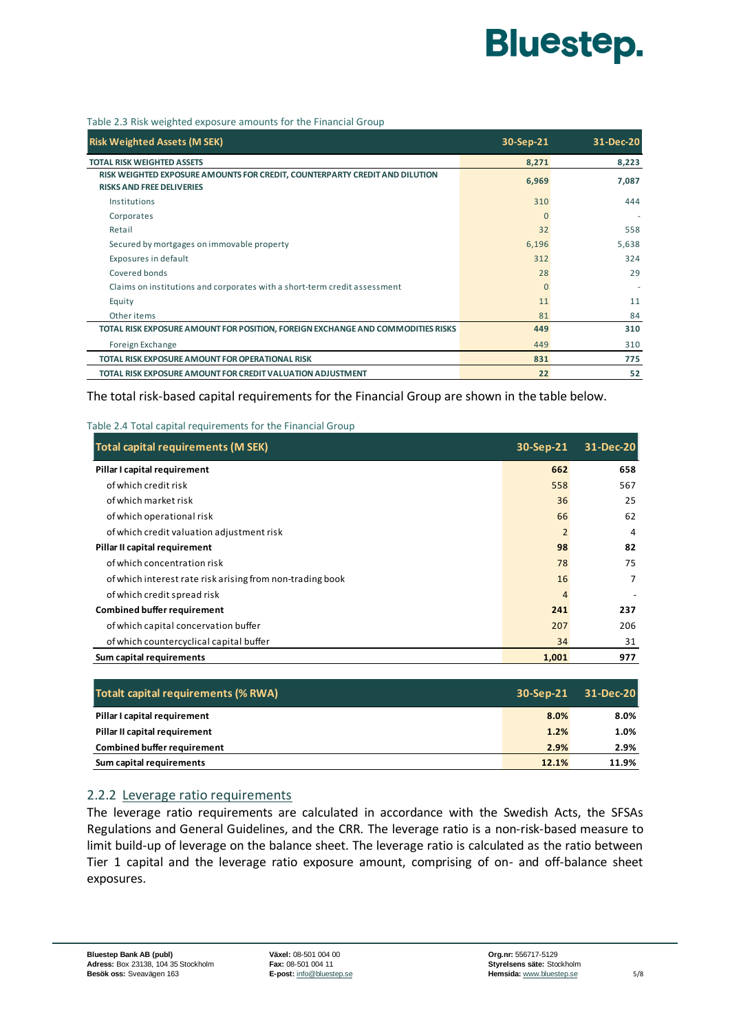Table 2.3 Risk weighted exposure amounts for the Financial Group

| Risk Weighted Assets (M SEK) | 30-Sep-21 | 31-Dec-20 |
|---|---|---|
| **TOTAL RISK WEIGHTED ASSETS** | **8,271** | **8,223** |
| **RISK WEIGHTED EXPOSURE AMOUNTS FOR CREDIT, COUNTERPARTY CREDIT AND DILUTION RISKS AND FREE DELIVERIES** | **6,969** | **7,087** |
| Institutions | 310 | 444 |
| Corporates | 0 | - |
| Retail | 32 | 558 |
| Secured by mortgages on immovable property | 6,196 | 5,638 |
| Exposures in default | 312 | 324 |
| Covered bonds | 28 | 29 |
| Claims on institutions and corporates with a short-term credit assessment | 0 | - |
| Equity | 11 | 11 |
| Other items | 81 | 84 |
| **TOTAL RISK EXPOSURE AMOUNT FOR POSITION, FOREIGN EXCHANGE AND COMMODITIES RISKS** | **449** | **310** |
| Foreign Exchange | 449 | 310 |
| **TOTAL RISK EXPOSURE AMOUNT FOR OPERATIONAL RISK** | **831** | **775** |
| **TOTAL RISK EXPOSURE AMOUNT FOR CREDIT VALUATION ADJUSTMENT** | **22** | **52** |

The total risk-based capital requirements for the Financial Group are shown in the table below.

Table 2.4 Total capital requirements for the Financial Group

| Total capital requirements (M SEK) | 30-Sep-21 | 31-Dec-20 |
|---|---|---|
| **Pillar I capital requirement** | **662** | **658** |
| of which credit risk | 558 | 567 |
| of which market risk | 36 | 25 |
| of which operational risk | 66 | 62 |
| of which credit valuation adjustment risk | 2 | 4 |
| **Pillar II capital requirement** | **98** | **82** |
| of which concentration risk | 78 | 75 |
| of which interest rate risk arising from non-trading book | 16 | 7 |
| of which credit spread risk | 4 | - |
| **Combined buffer requirement** | **241** | **237** |
| of which capital conservation buffer | 207 | 206 |
| of which countercyclical capital buffer | 34 | 31 |
| **Sum capital requirements** | **1,001** | **977** |

| Totalt capital requirements (% RWA) | 30-Sep-21 | 31-Dec-20 |
|---|---|---|
| **Pillar I capital requirement** | **8.0%** | **8.0%** |
| **Pillar II capital requirement** | **1.2%** | **1.0%** |
| **Combined buffer requirement** | **2.9%** | **2.9%** |
| **Sum capital requirements** | **12.1%** | **11.9%** |

### 2.2.2 Leverage ratio requirements

The leverage ratio requirements are calculated in accordance with the Swedish Acts, the SFSAs Regulations and General Guidelines, and the CRR. The leverage ratio is a non-risk-based measure to limit build-up of leverage on the balance sheet. The leverage ratio is calculated as the ratio between Tier 1 capital and the leverage ratio exposure amount, comprising of on- and off-balance sheet exposures.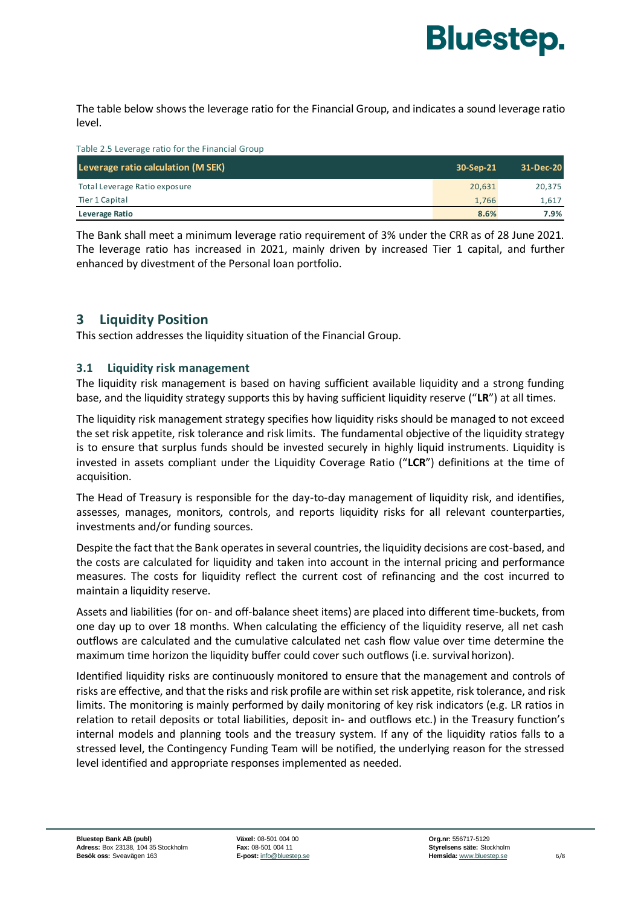The table below shows the leverage ratio for the Financial Group, and indicates a sound leverage ratio level.

Table 2.5 Leverage ratio for the Financial Group

| Leverage ratio calculation (M SEK) | 30-Sep-21 | 31-Dec-20 |
|---|---|---|
| Total Leverage Ratio exposure | 20,631 | 20,375 |
| Tier 1 Capital | 1,766 | 1,617 |
| **Leverage Ratio** | **8.6%** | **7.9%** |

The Bank shall meet a minimum leverage ratio requirement of 3% under the CRR as of 28 June 2021. The leverage ratio has increased in 2021, mainly driven by increased Tier 1 capital, and further enhanced by divestment of the Personal loan portfolio.

# 3 Liquidity Position

This section addresses the liquidity situation of the Financial Group.

## 3.1 Liquidity risk management

The liquidity risk management is based on having sufficient available liquidity and a strong funding base, and the liquidity strategy supports this by having sufficient liquidity reserve ("**LR**") at all times.

The liquidity risk management strategy specifies how liquidity risks should be managed to not exceed the set risk appetite, risk tolerance and risk limits. The fundamental objective of the liquidity strategy is to ensure that surplus funds should be invested securely in highly liquid instruments. Liquidity is invested in assets compliant under the Liquidity Coverage Ratio ("**LCR**") definitions at the time of acquisition.

The Head of Treasury is responsible for the day-to-day management of liquidity risk, and identifies, assesses, manages, monitors, controls, and reports liquidity risks for all relevant counterparties, investments and/or funding sources.

Despite the fact that the Bank operates in several countries, the liquidity decisions are cost-based, and the costs are calculated for liquidity and taken into account in the internal pricing and performance measures. The costs for liquidity reflect the current cost of refinancing and the cost incurred to maintain a liquidity reserve.

Assets and liabilities (for on- and off-balance sheet items) are placed into different time-buckets, from one day up to over 18 months. When calculating the efficiency of the liquidity reserve, all net cash outflows are calculated and the cumulative calculated net cash flow value over time determine the maximum time horizon the liquidity buffer could cover such outflows (i.e. survival horizon).

Identified liquidity risks are continuously monitored to ensure that the management and controls of risks are effective, and that the risks and risk profile are within set risk appetite, risk tolerance, and risk limits. The monitoring is mainly performed by daily monitoring of key risk indicators (e.g. LR ratios in relation to retail deposits or total liabilities, deposit in- and outflows etc.) in the Treasury function's internal models and planning tools and the treasury system. If any of the liquidity ratios falls to a stressed level, the Contingency Funding Team will be notified, the underlying reason for the stressed level identified and appropriate responses implemented as needed.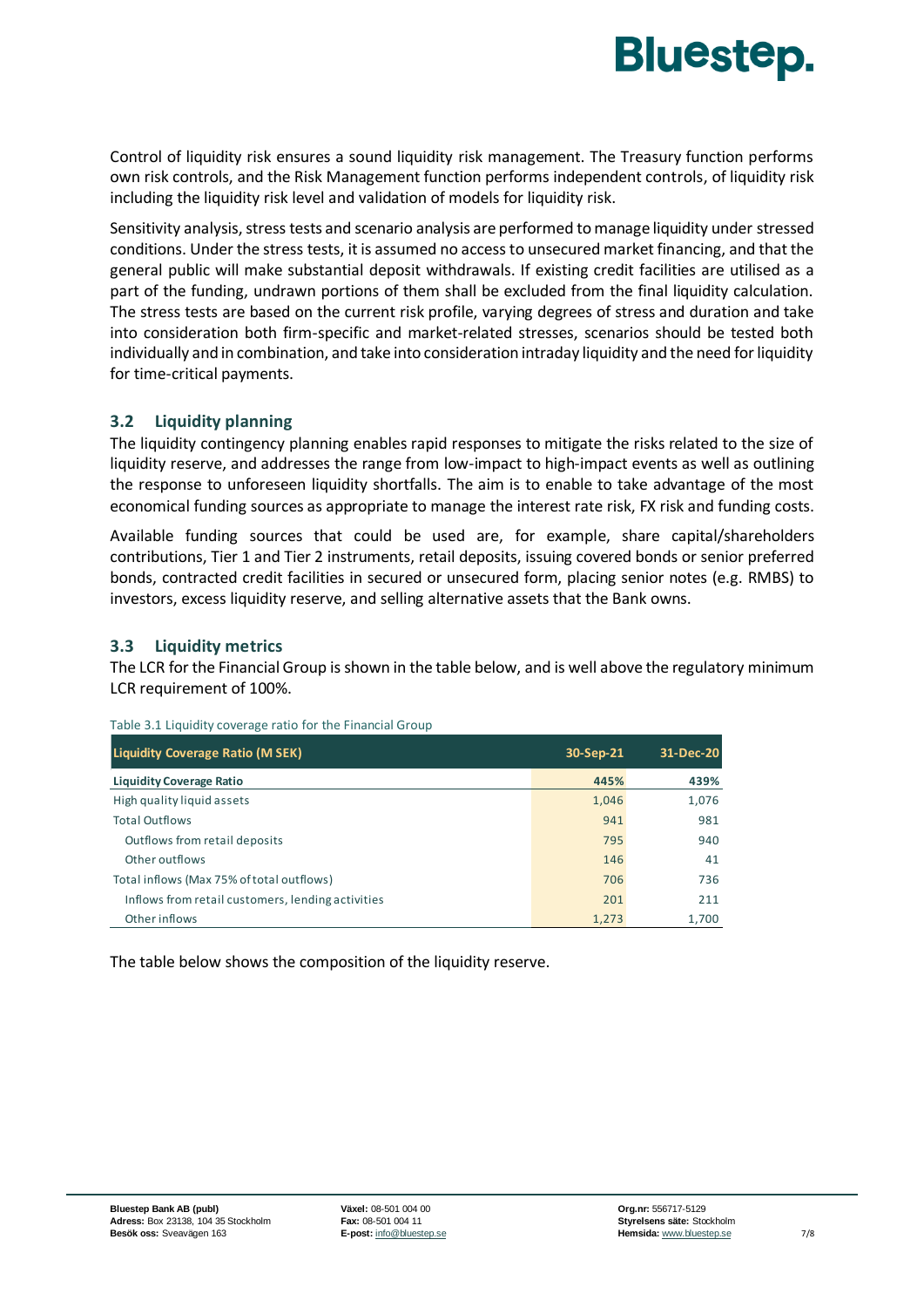Control of liquidity risk ensures a sound liquidity risk management. The Treasury function performs own risk controls, and the Risk Management function performs independent controls, of liquidity risk including the liquidity risk level and validation of models for liquidity risk.

Sensitivity analysis, stress tests and scenario analysis are performed to manage liquidity under stressed conditions. Under the stress tests, it is assumed no access to unsecured market financing, and that the general public will make substantial deposit withdrawals. If existing credit facilities are utilised as a part of the funding, undrawn portions of them shall be excluded from the final liquidity calculation. The stress tests are based on the current risk profile, varying degrees of stress and duration and take into consideration both firm-specific and market-related stresses, scenarios should be tested both individually and in combination, and take into consideration intraday liquidity and the need for liquidity for time-critical payments.

## 3.2 Liquidity planning

The liquidity contingency planning enables rapid responses to mitigate the risks related to the size of liquidity reserve, and addresses the range from low-impact to high-impact events as well as outlining the response to unforeseen liquidity shortfalls. The aim is to enable to take advantage of the most economical funding sources as appropriate to manage the interest rate risk, FX risk and funding costs.

Available funding sources that could be used are, for example, share capital/shareholders contributions, Tier 1 and Tier 2 instruments, retail deposits, issuing covered bonds or senior preferred bonds, contracted credit facilities in secured or unsecured form, placing senior notes (e.g. RMBS) to investors, excess liquidity reserve, and selling alternative assets that the Bank owns.

## 3.3 Liquidity metrics

The LCR for the Financial Group is shown in the table below, and is well above the regulatory minimum LCR requirement of 100%.

Table 3.1 Liquidity coverage ratio for the Financial Group

| Liquidity Coverage Ratio (M SEK) | 30-Sep-21 | 31-Dec-20 |
|---|---|---|
| **Liquidity Coverage Ratio** | **445%** | **439%** |
| High quality liquid assets | 1,046 | 1,076 |
| Total Outflows | 941 | 981 |
| Outflows from retail deposits | 795 | 940 |
| Other outflows | 146 | 41 |
| Total inflows (Max 75% of total outflows) | 706 | 736 |
| Inflows from retail customers, lending activities | 201 | 211 |
| Other inflows | 1,273 | 1,700 |

The table below shows the composition of the liquidity reserve.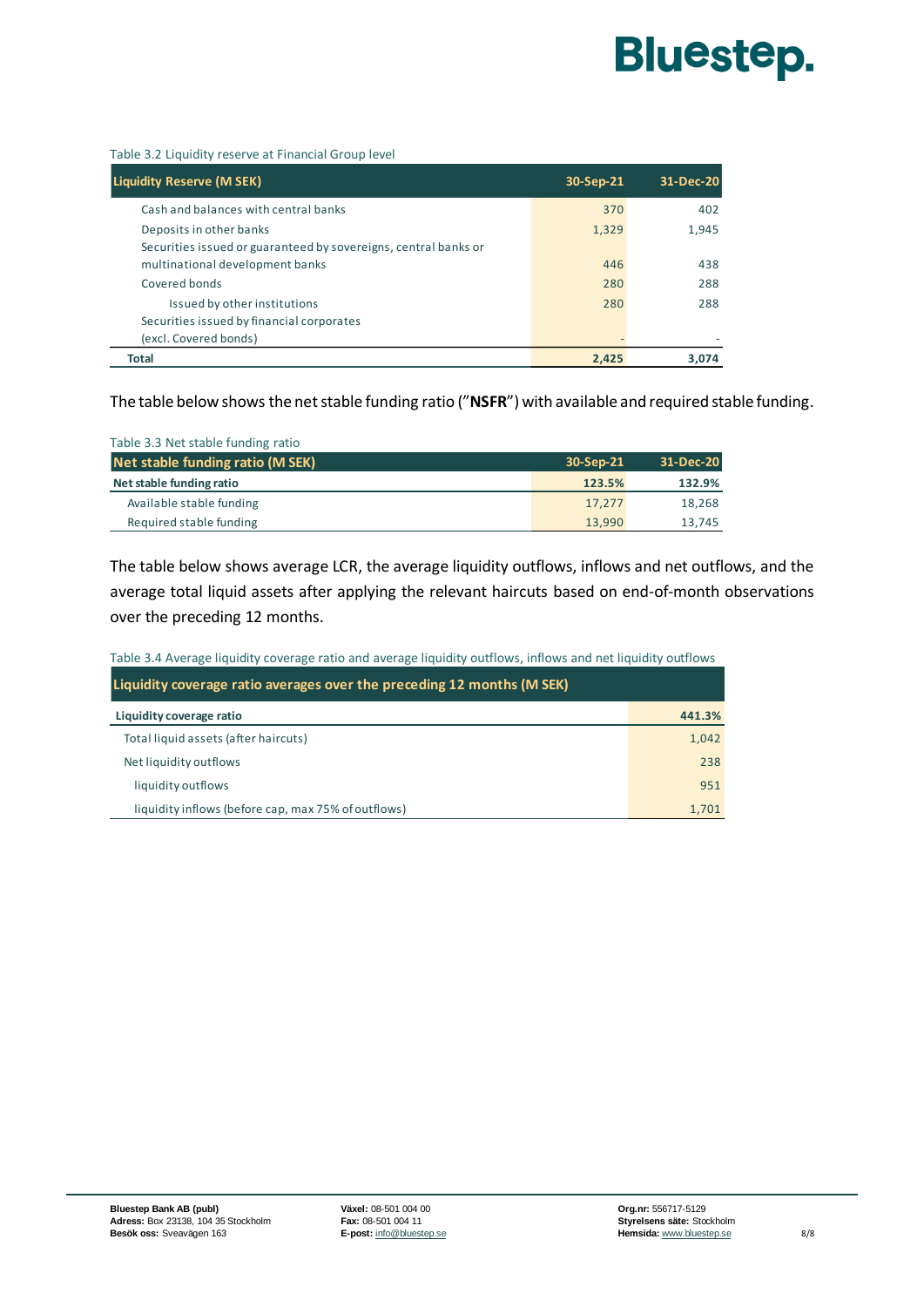Table 3.2 Liquidity reserve at Financial Group level

| Liquidity Reserve (M SEK) | 30-Sep-21 | 31-Dec-20 |
|---|---|---|
| Cash and balances with central banks | 370 | 402 |
| Deposits in other banks | 1,329 | 1,945 |
| Securities issued or guaranteed by sovereigns, central banks or multinational development banks | 446 | 438 |
| Covered bonds | 280 | 288 |
| Issued by other institutions | 280 | 288 |
| Securities issued by financial corporates (excl. Covered bonds) | - | - |
| **Total** | **2,425** | **3,074** |

The table below shows the net stable funding ratio ("**NSFR**") with available and required stable funding.

Table 3.3 Net stable funding ratio

| Net stable funding ratio (M SEK) | 30-Sep-21 | 31-Dec-20 |
|---|---|---|
| **Net stable funding ratio** | **123.5%** | **132.9%** |
| Available stable funding | 17,277 | 18,268 |
| Required stable funding | 13,990 | 13,745 |

The table below shows average LCR, the average liquidity outflows, inflows and net outflows, and the average total liquid assets after applying the relevant haircuts based on end-of-month observations over the preceding 12 months.

Table 3.4 Average liquidity coverage ratio and average liquidity outflows, inflows and net liquidity outflows

| Liquidity coverage ratio averages over the preceding 12 months (M SEK) | |
|---|---|
| **Liquidity coverage ratio** | **441.3%** |
| Total liquid assets (after haircuts) | 1,042 |
| Net liquidity outflows | 238 |
| liquidity outflows | 951 |
| liquidity inflows (before cap, max 75% of outflows) | 1,701 |